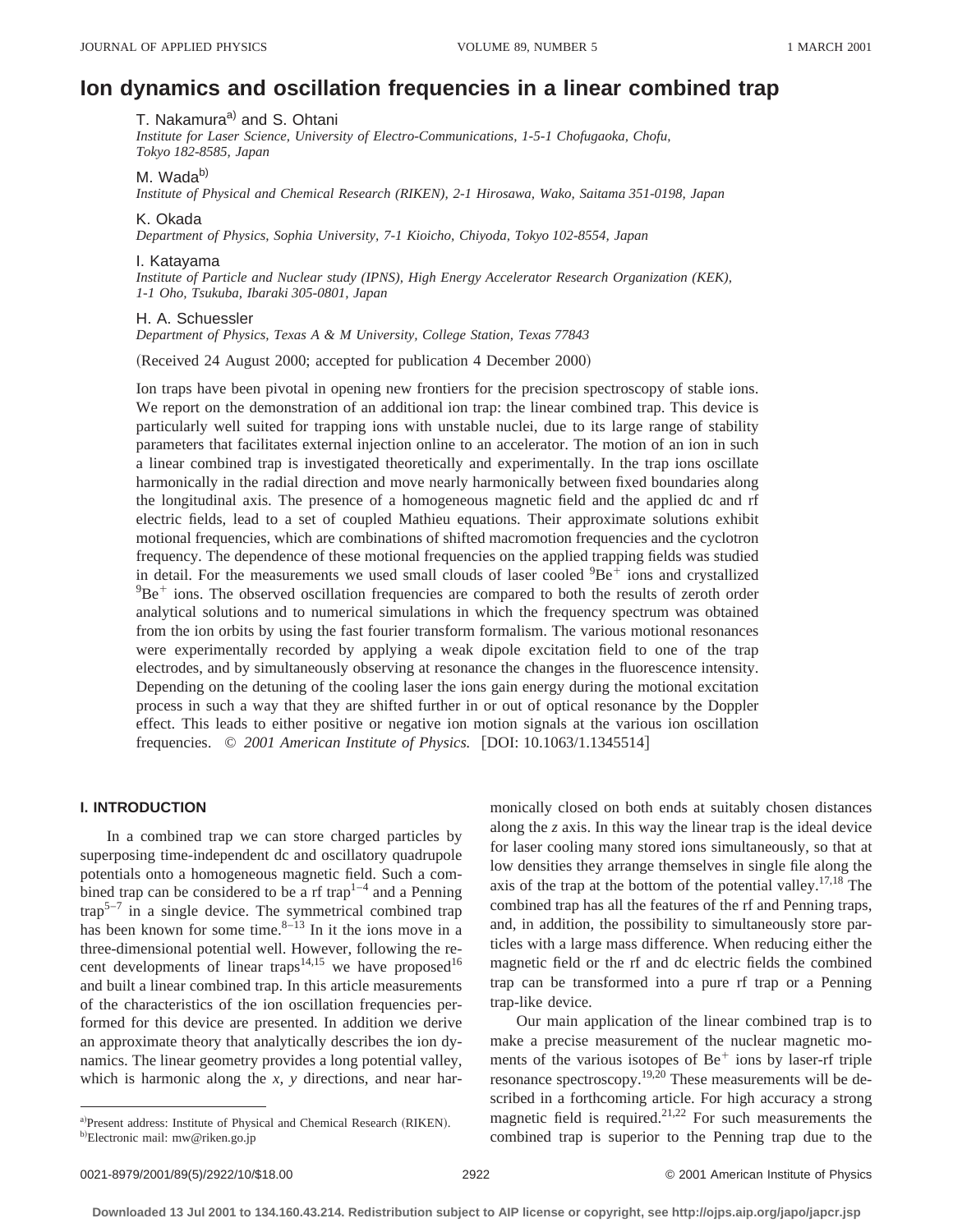# Ion dynamics and oscillation frequencies in a linear combined trap

T. Nakamura[a] and S. Ohtani
*Institute for Laser Science, University of Electro-Communications, 1-5-1 Chofugaoka, Chofu, Tokyo 182-8585, Japan*

M. Wada[b]
*Institute of Physical and Chemical Research (RIKEN), 2-1 Hirosawa, Wako, Saitama 351-0198, Japan*

K. Okada
*Department of Physics, Sophia University, 7-1 Kioicho, Chiyoda, Tokyo 102-8554, Japan*

I. Katayama
*Institute of Particle and Nuclear study (IPNS), High Energy Accelerator Research Organization (KEK), 1-1 Oho, Tsukuba, Ibaraki 305-0801, Japan*

H. A. Schuessler
*Department of Physics, Texas A & M University, College Station, Texas 77843*

(Received 24 August 2000; accepted for publication 4 December 2000)

Ion traps have been pivotal in opening new frontiers for the precision spectroscopy of stable ions. We report on the demonstration of an additional ion trap: the linear combined trap. This device is particularly well suited for trapping ions with unstable nuclei, due to its large range of stability parameters that facilitates external injection online to an accelerator. The motion of an ion in such a linear combined trap is investigated theoretically and experimentally. In the trap ions oscillate harmonically in the radial direction and move nearly harmonically between fixed boundaries along the longitudinal axis. The presence of a homogeneous magnetic field and the applied dc and rf electric fields, lead to a set of coupled Mathieu equations. Their approximate solutions exhibit motional frequencies, which are combinations of shifted macromotion frequencies and the cyclotron frequency. The dependence of these motional frequencies on the applied trapping fields was studied in detail. For the measurements we used small clouds of laser cooled $^9Be^+$ ions and crystallized $^9Be^+$ ions. The observed oscillation frequencies are compared to both the results of zeroth order analytical solutions and to numerical simulations in which the frequency spectrum was obtained from the ion orbits by using the fast fourier transform formalism. The various motional resonances were experimentally recorded by applying a weak dipole excitation field to one of the trap electrodes, and by simultaneously observing at resonance the changes in the fluorescence intensity. Depending on the detuning of the cooling laser the ions gain energy during the motional excitation process in such a way that they are shifted further in or out of optical resonance by the Doppler effect. This leads to either positive or negative ion motion signals at the various ion oscillation frequencies. © *2001 American Institute of Physics.* [DOI: 10.1063/1.1345514]

## I. INTRODUCTION

In a combined trap we can store charged particles by superposing time-independent dc and oscillatory quadrupole potentials onto a homogeneous magnetic field. Such a combined trap can be considered to be a rf trap[1–4] and a Penning trap[5–7] in a single device. The symmetrical combined trap has been known for some time.[8–13] In it the ions move in a three-dimensional potential well. However, following the recent developments of linear traps[14,15] we have proposed[16] and built a linear combined trap. In this article measurements of the characteristics of the ion oscillation frequencies performed for this device are presented. In addition we derive an approximate theory that analytically describes the ion dynamics. The linear geometry provides a long potential valley, which is harmonic along the *x, y* directions, and near harmonically closed on both ends at suitably chosen distances along the *z* axis. In this way the linear trap is the ideal device for laser cooling many stored ions simultaneously, so that at low densities they arrange themselves in single file along the axis of the trap at the bottom of the potential valley.[17,18] The combined trap has all the features of the rf and Penning traps, and, in addition, the possibility to simultaneously store particles with a large mass difference. When reducing either the magnetic field or the rf and dc electric fields the combined trap can be transformed into a pure rf trap or a Penning trap-like device.

Our main application of the linear combined trap is to make a precise measurement of the nuclear magnetic moments of the various isotopes of $Be^+$ ions by laser-rf triple resonance spectroscopy.[19,20] These measurements will be described in a forthcoming article. For high accuracy a strong magnetic field is required.[21,22] For such measurements the combined trap is superior to the Penning trap due to the

[a] Present address: Institute of Physical and Chemical Research (RIKEN).
[b] Electronic mail: mw@riken.go.jp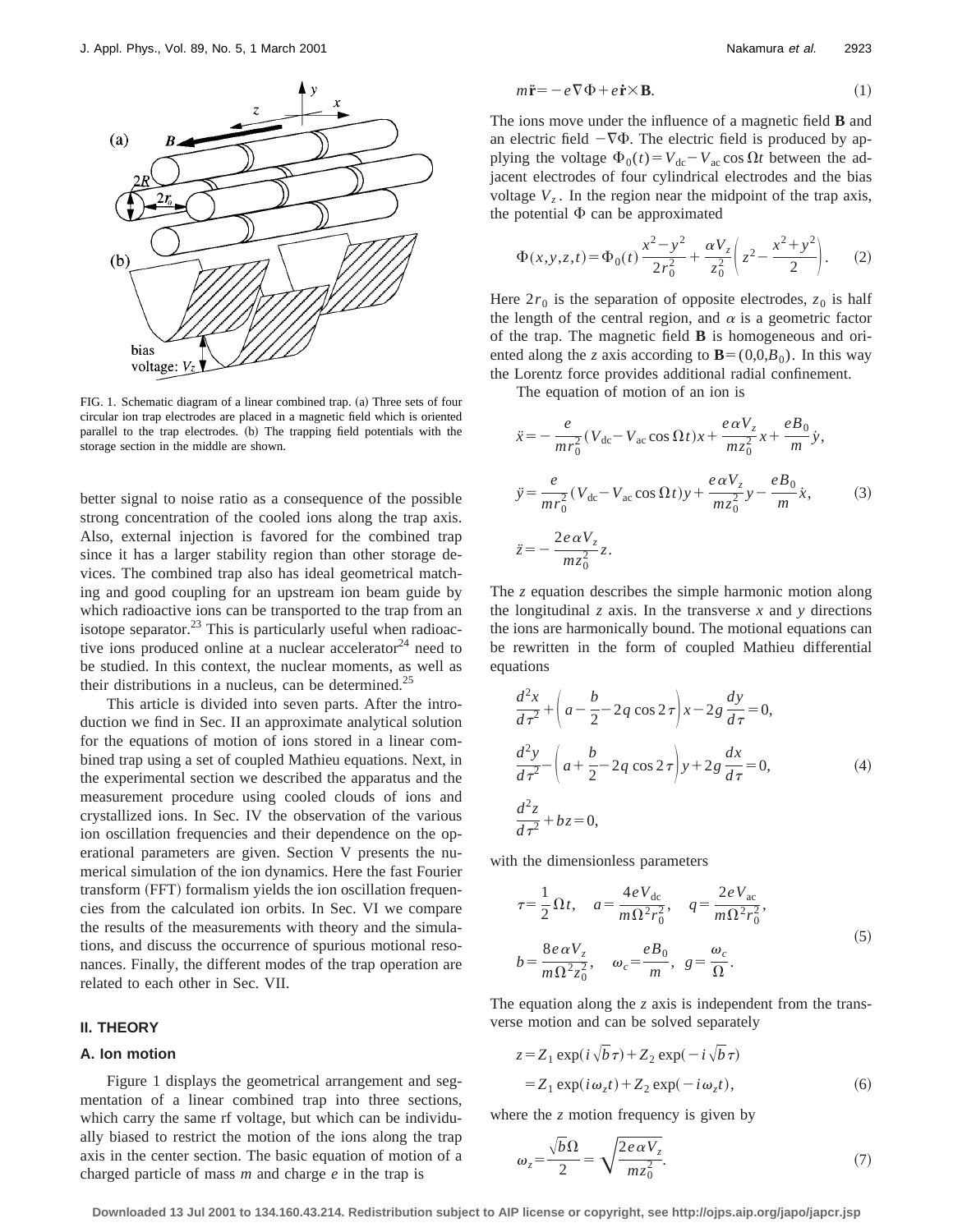FIG. 1. Schematic diagram of a linear combined trap. (a) Three sets of four circular ion trap electrodes are placed in a magnetic field which is oriented parallel to the trap electrodes. (b) The trapping field potentials with the storage section in the middle are shown.

better signal to noise ratio as a consequence of the possible strong concentration of the cooled ions along the trap axis. Also, external injection is favored for the combined trap since it has a larger stability region than other storage devices. The combined trap also has ideal geometrical matching and good coupling for an upstream ion beam guide by which radioactive ions can be transported to the trap from an isotope separator.[23] This is particularly useful when radioactive ions produced online at a nuclear accelerator[24] need to be studied. In this context, the nuclear moments, as well as their distributions in a nucleus, can be determined.[25]

This article is divided into seven parts. After the introduction we find in Sec. II an approximate analytical solution for the equations of motion of ions stored in a linear combined trap using a set of coupled Mathieu equations. Next, in the experimental section we described the apparatus and the measurement procedure using cooled clouds of ions and crystallized ions. In Sec. IV the observation of the various ion oscillation frequencies and their dependence on the operational parameters are given. Section V presents the numerical simulation of the ion dynamics. Here the fast Fourier transform (FFT) formalism yields the ion oscillation frequencies from the calculated ion orbits. In Sec. VI we compare the results of the measurements with theory and the simulations, and discuss the occurrence of spurious motional resonances. Finally, the different modes of the trap operation are related to each other in Sec. VII.

## II. THEORY

### A. Ion motion

Figure 1 displays the geometrical arrangement and segmentation of a linear combined trap into three sections, which carry the same rf voltage, but which can be individually biased to restrict the motion of the ions along the trap axis in the center section. The basic equation of motion of a charged particle of mass $m$ and charge $e$ in the trap is

$$m\ddot{\mathbf{r}} = -e\nabla\Phi + e\dot{\mathbf{r}}\times\mathbf{B}. \tag{1}$$

The ions move under the influence of a magnetic field $\mathbf{B}$ and an electric field $-\nabla\Phi$. The electric field is produced by applying the voltage $\Phi_0(t) = V_{\mathrm{dc}} - V_{\mathrm{ac}}\cos\Omega t$ between the adjacent electrodes of four cylindrical electrodes and the bias voltage $V_z$. In the region near the midpoint of the trap axis, the potential $\Phi$ can be approximated

$$\Phi(x,y,z,t) = \Phi_0(t)\,\frac{x^2-y^2}{2r_0^2} + \frac{\alpha V_z}{z_0^2}\left(z^2 - \frac{x^2+y^2}{2}\right). \tag{2}$$

Here $2r_0$ is the separation of opposite electrodes, $z_0$ is half the length of the central region, and $\alpha$ is a geometric factor of the trap. The magnetic field $\mathbf{B}$ is homogeneous and oriented along the $z$ axis according to $\mathbf{B} = (0,0,B_0)$. In this way the Lorentz force provides additional radial confinement.

The equation of motion of an ion is

$$\begin{aligned}
\ddot{x} &= -\frac{e}{mr_0^2}(V_{\mathrm{dc}} - V_{\mathrm{ac}}\cos\Omega t)x + \frac{e\alpha V_z}{mz_0^2}x + \frac{eB_0}{m}\dot{y},\\
\ddot{y} &= \frac{e}{mr_0^2}(V_{\mathrm{dc}} - V_{\mathrm{ac}}\cos\Omega t)y + \frac{e\alpha V_z}{mz_0^2}y - \frac{eB_0}{m}\dot{x},\\
\ddot{z} &= -\frac{2e\alpha V_z}{mz_0^2}z.
\end{aligned} \tag{3}$$

The $z$ equation describes the simple harmonic motion along the longitudinal $z$ axis. In the transverse $x$ and $y$ directions the ions are harmonically bound. The motional equations can be rewritten in the form of coupled Mathieu differential equations

$$\begin{aligned}
&\frac{d^2x}{d\tau^2} + \left(a - \frac{b}{2} - 2q\cos 2\tau\right)x - 2g\frac{dy}{d\tau} = 0,\\
&\frac{d^2y}{d\tau^2} - \left(a + \frac{b}{2} - 2q\cos 2\tau\right)y + 2g\frac{dx}{d\tau} = 0,\\
&\frac{d^2z}{d\tau^2} + bz = 0,
\end{aligned} \tag{4}$$

with the dimensionless parameters

$$\begin{aligned}
&\tau = \frac{1}{2}\Omega t, \quad a = \frac{4eV_{\mathrm{dc}}}{m\Omega^2 r_0^2}, \quad q = \frac{2eV_{\mathrm{ac}}}{m\Omega^2 r_0^2},\\
&b = \frac{8e\alpha V_z}{m\Omega^2 z_0^2}, \quad \omega_c = \frac{eB_0}{m}, \quad g = \frac{\omega_c}{\Omega}.
\end{aligned} \tag{5}$$

The equation along the $z$ axis is independent from the transverse motion and can be solved separately

$$\begin{aligned}
z &= Z_1\exp(i\sqrt{b}\tau) + Z_2\exp(-i\sqrt{b}\tau)\\
&= Z_1\exp(i\omega_z t) + Z_2\exp(-i\omega_z t),
\end{aligned} \tag{6}$$

where the $z$ motion frequency is given by

$$\omega_z = \frac{\sqrt{b}\Omega}{2} = \sqrt{\frac{2e\alpha V_z}{mz_0^2}}. \tag{7}$$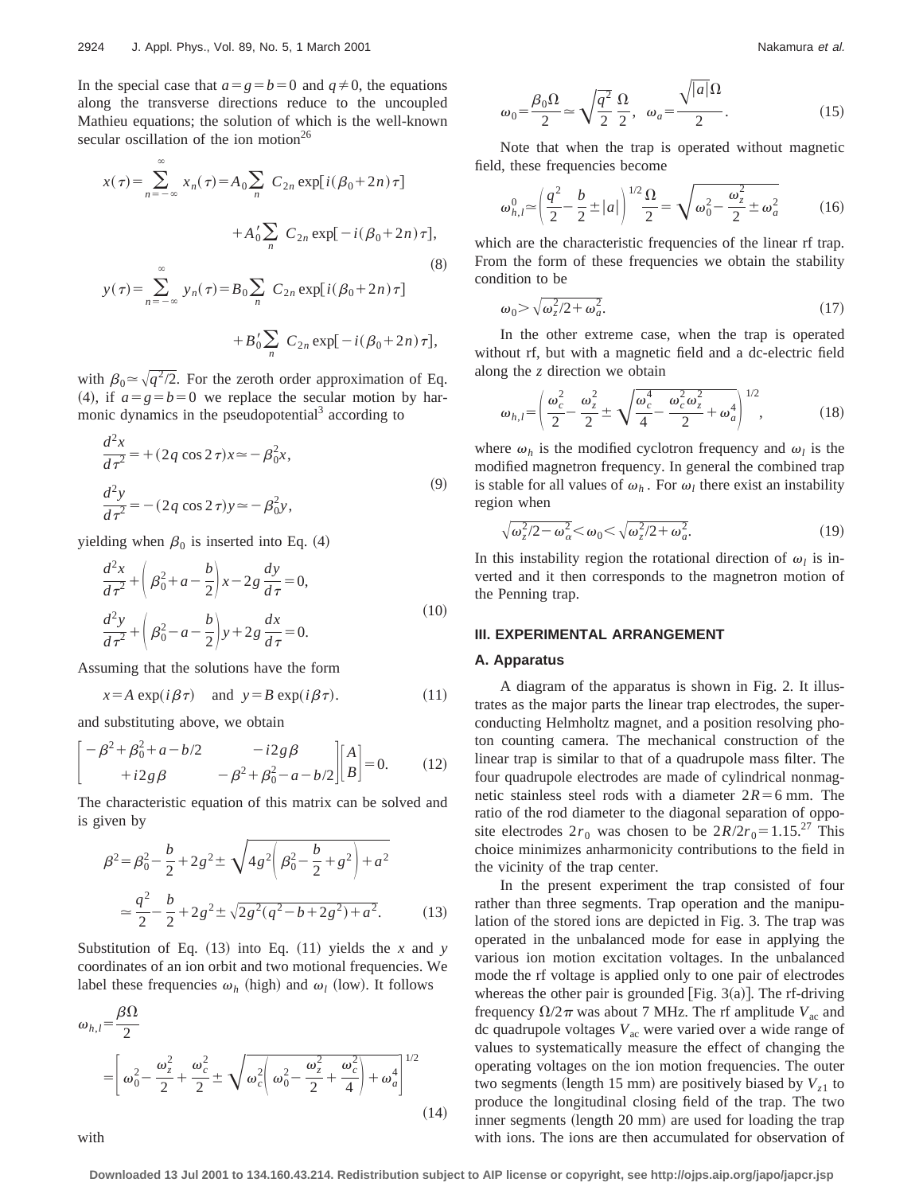In the special case that $a=g=b=0$ and $q\neq 0$, the equations along the transverse directions reduce to the uncoupled Mathieu equations; the solution of which is the well-known secular oscillation of the ion motion[26]

$$x(\tau)=\sum_{n=-\infty}^{\infty} x_n(\tau)=A_0\sum_n C_{2n}\exp[i(\beta_0+2n)\tau] +A_0'\sum_n C_{2n}\exp[-i(\beta_0+2n)\tau],$$
$$y(\tau)=\sum_{n=-\infty}^{\infty} y_n(\tau)=B_0\sum_n C_{2n}\exp[i(\beta_0+2n)\tau] +B_0'\sum_n C_{2n}\exp[-i(\beta_0+2n)\tau], \tag{8}$$

with $\beta_0\simeq\sqrt{q^2/2}$. For the zeroth order approximation of Eq. (4), if $a=g=b=0$ we replace the secular motion by harmonic dynamics in the pseudopotential[3] according to

$$\frac{d^2x}{d\tau^2}=+(2q\cos 2\tau)x\simeq-\beta_0^2x,$$
$$\frac{d^2y}{d\tau^2}=-(2q\cos 2\tau)y\simeq-\beta_0^2y, \tag{9}$$

yielding when $\beta_0$ is inserted into Eq. (4)

$$\frac{d^2x}{d\tau^2}+\left(\beta_0^2+a-\frac{b}{2}\right)x-2g\frac{dy}{d\tau}=0,$$
$$\frac{d^2y}{d\tau^2}+\left(\beta_0^2-a-\frac{b}{2}\right)y+2g\frac{dx}{d\tau}=0. \tag{10}$$

Assuming that the solutions have the form

$$x=A\exp(i\beta\tau)\quad\text{and}\quad y=B\exp(i\beta\tau). \tag{11}$$

and substituting above, we obtain

$$\begin{bmatrix} -\beta^2+\beta_0^2+a-b/2 & -i2g\beta \\ +i2g\beta & -\beta^2+\beta_0^2-a-b/2 \end{bmatrix}\begin{bmatrix} A \\ B\end{bmatrix}=0. \tag{12}$$

The characteristic equation of this matrix can be solved and is given by

$$\beta^2=\beta_0^2-\frac{b}{2}+2g^2\pm\sqrt{4g^2\left(\beta_0^2-\frac{b}{2}+g^2\right)+a^2}$$
$$\simeq\frac{q^2}{2}-\frac{b}{2}+2g^2\pm\sqrt{2g^2(q^2-b+2g^2)+a^2}. \tag{13}$$

Substitution of Eq. (13) into Eq. (11) yields the $x$ and $y$ coordinates of an ion orbit and two motional frequencies. We label these frequencies $\omega_h$ (high) and $\omega_l$ (low). It follows

$$\omega_{h,l}=\frac{\beta\Omega}{2}=\left[\omega_0^2-\frac{\omega_z^2}{2}+\frac{\omega_c^2}{2}\pm\sqrt{\omega_c^2\left(\omega_0^2-\frac{\omega_z^2}{2}+\frac{\omega_c^2}{4}\right)+\omega_a^4}\right]^{1/2} \tag{14}$$

with

$$\omega_0=\frac{\beta_0\Omega}{2}\simeq\sqrt{\frac{q^2}{2}}\,\frac{\Omega}{2},\quad \omega_a=\frac{\sqrt{|a|}\Omega}{2}. \tag{15}$$

Note that when the trap is operated without magnetic field, these frequencies become

$$\omega_{h,l}^0\simeq\left(\frac{q^2}{2}-\frac{b}{2}\pm|a|\right)^{1/2}\frac{\Omega}{2}=\sqrt{\omega_0^2-\frac{\omega_z^2}{2}\pm\omega_a^2} \tag{16}$$

which are the characteristic frequencies of the linear rf trap. From the form of these frequencies we obtain the stability condition to be

$$\omega_0>\sqrt{\omega_z^2/2+\omega_a^2}. \tag{17}$$

In the other extreme case, when the trap is operated without rf, but with a magnetic field and a dc-electric field along the $z$ direction we obtain

$$\omega_{h,l}=\left(\frac{\omega_c^2}{2}-\frac{\omega_z^2}{2}\pm\sqrt{\frac{\omega_c^4}{4}-\frac{\omega_c^2\omega_z^2}{2}+\omega_a^4}\right)^{1/2}, \tag{18}$$

where $\omega_h$ is the modified cyclotron frequency and $\omega_l$ is the modified magnetron frequency. In general the combined trap is stable for all values of $\omega_h$. For $\omega_l$ there exist an instability region when

$$\sqrt{\omega_z^2/2-\omega_\alpha^2}<\omega_0<\sqrt{\omega_z^2/2+\omega_a^2}. \tag{19}$$

In this instability region the rotational direction of $\omega_l$ is inverted and it then corresponds to the magnetron motion of the Penning trap.

## III. EXPERIMENTAL ARRANGEMENT

### A. Apparatus

A diagram of the apparatus is shown in Fig. 2. It illustrates as the major parts the linear trap electrodes, the superconducting Helmholtz magnet, and a position resolving photon counting camera. The mechanical construction of the linear trap is similar to that of a quadrupole mass filter. The four quadrupole electrodes are made of cylindrical nonmagnetic stainless steel rods with a diameter $2R=6$ mm. The ratio of the rod diameter to the diagonal separation of opposite electrodes $2r_0$ was chosen to be $2R/2r_0=1.15$.[27] This choice minimizes anharmonicity contributions to the field in the vicinity of the trap center.

In the present experiment the trap consisted of four rather than three segments. Trap operation and the manipulation of the stored ions are depicted in Fig. 3. The trap was operated in the unbalanced mode for ease in applying the various ion motion excitation voltages. In the unbalanced mode the rf voltage is applied only to one pair of electrodes whereas the other pair is grounded [Fig. 3(a)]. The rf-driving frequency $\Omega/2\pi$ was about 7 MHz. The rf amplitude $V_{ac}$ and dc quadrupole voltages $V_{ac}$ were varied over a wide range of values to systematically measure the effect of changing the operating voltages on the ion motion frequencies. The outer two segments (length 15 mm) are positively biased by $V_{z1}$ to produce the longitudinal closing field of the trap. The two inner segments (length 20 mm) are used for loading the trap with ions. The ions are then accumulated for observation of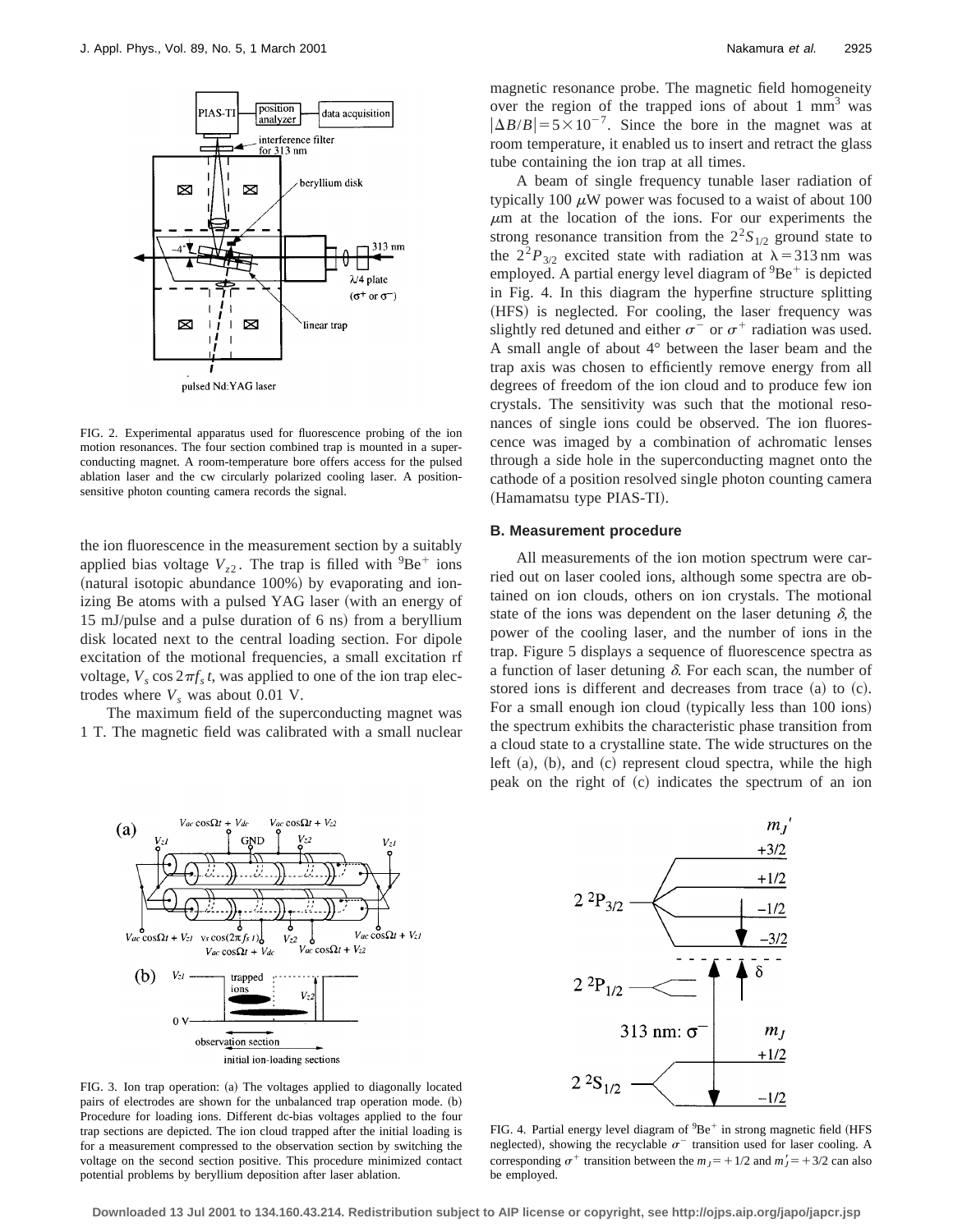FIG. 2. Experimental apparatus used for fluorescence probing of the ion motion resonances. The four section combined trap is mounted in a superconducting magnet. A room-temperature bore offers access for the pulsed ablation laser and the cw circularly polarized cooling laser. A position-sensitive photon counting camera records the signal.

the ion fluorescence in the measurement section by a suitably applied bias voltage $V_{z2}$. The trap is filled with $^9Be^+$ ions (natural isotopic abundance 100%) by evaporating and ionizing Be atoms with a pulsed YAG laser (with an energy of 15 mJ/pulse and a pulse duration of 6 ns) from a beryllium disk located next to the central loading section. For dipole excitation of the motional frequencies, a small excitation rf voltage, $V_s \cos 2\pi f_s t$, was applied to one of the ion trap electrodes where $V_s$ was about 0.01 V.

The maximum field of the superconducting magnet was 1 T. The magnetic field was calibrated with a small nuclear magnetic resonance probe. The magnetic field homogeneity over the region of the trapped ions of about 1 mm$^3$ was $|\Delta B/B| = 5\times10^{-7}$. Since the bore in the magnet was at room temperature, it enabled us to insert and retract the glass tube containing the ion trap at all times.

A beam of single frequency tunable laser radiation of typically 100 $\mu$W power was focused to a waist of about 100 $\mu$m at the location of the ions. For our experiments the strong resonance transition from the $2^2S_{1/2}$ ground state to the $2^2P_{3/2}$ excited state with radiation at $\lambda = 313$ nm was employed. A partial energy level diagram of $^9Be^+$ is depicted in Fig. 4. In this diagram the hyperfine structure splitting (HFS) is neglected. For cooling, the laser frequency was slightly red detuned and either $\sigma^-$ or $\sigma^+$ radiation was used. A small angle of about 4° between the laser beam and the trap axis was chosen to efficiently remove energy from all degrees of freedom of the ion cloud and to produce few ion crystals. The sensitivity was such that the motional resonances of single ions could be observed. The ion fluorescence was imaged by a combination of achromatic lenses through a side hole in the superconducting magnet onto the cathode of a position resolved single photon counting camera (Hamamatsu type PIAS-TI).

### B. Measurement procedure

All measurements of the ion motion spectrum were carried out on laser cooled ions, although some spectra are obtained on ion clouds, others on ion crystals. The motional state of the ions was dependent on the laser detuning $\delta$, the power of the cooling laser, and the number of ions in the trap. Figure 5 displays a sequence of fluorescence spectra as a function of laser detuning $\delta$. For each scan, the number of stored ions is different and decreases from trace (a) to (c). For a small enough ion cloud (typically less than 100 ions) the spectrum exhibits the characteristic phase transition from a cloud state to a crystalline state. The wide structures on the left (a), (b), and (c) represent cloud spectra, while the high peak on the right of (c) indicates the spectrum of an ion

FIG. 3. Ion trap operation: (a) The voltages applied to diagonally located pairs of electrodes are shown for the unbalanced trap operation mode. (b) Procedure for loading ions. Different dc-bias voltages applied to the four trap sections are depicted. The ion cloud trapped after the initial loading is for a measurement compressed to the observation section by switching the voltage on the second section positive. This procedure minimized contact potential problems by beryllium deposition after laser ablation.

FIG. 4. Partial energy level diagram of $^9Be^+$ in strong magnetic field (HFS neglected), showing the recyclable $\sigma^-$ transition used for laser cooling. A corresponding $\sigma^+$ transition between the $m_J = +1/2$ and $m_J' = +3/2$ can also be employed.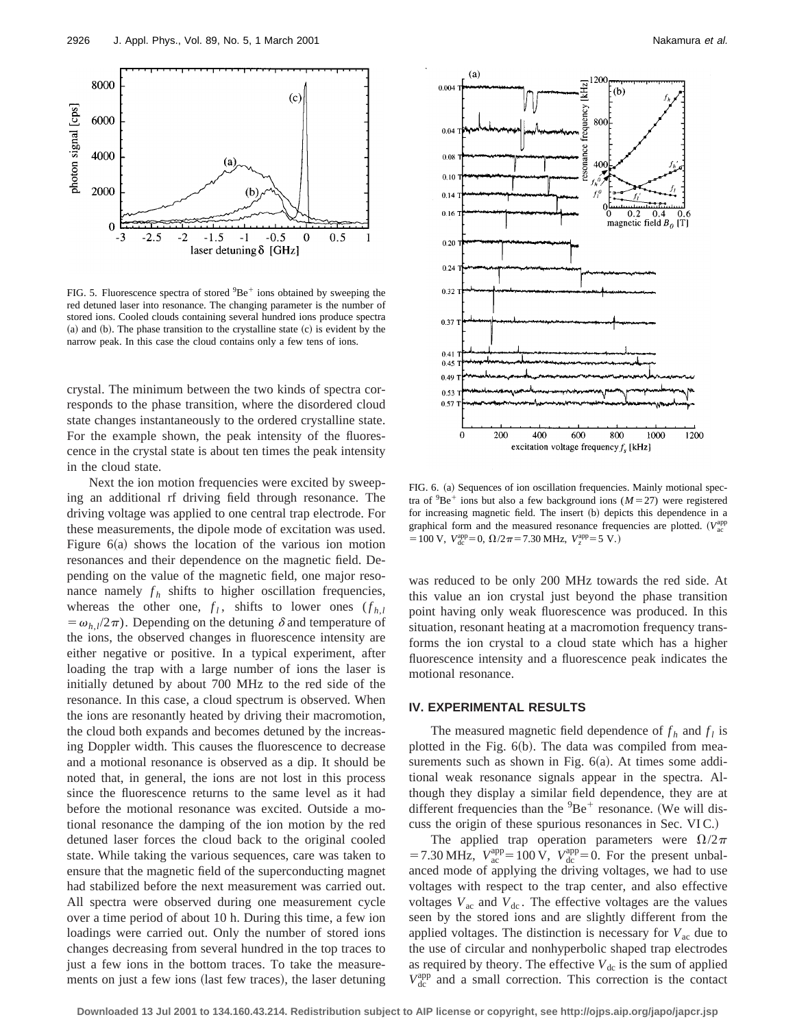FIG. 5. Fluorescence spectra of stored $^9Be^+$ ions obtained by sweeping the red detuned laser into resonance. The changing parameter is the number of stored ions. Cooled clouds containing several hundred ions produce spectra (a) and (b). The phase transition to the crystalline state (c) is evident by the narrow peak. In this case the cloud contains only a few tens of ions.

crystal. The minimum between the two kinds of spectra corresponds to the phase transition, where the disordered cloud state changes instantaneously to the ordered crystalline state. For the example shown, the peak intensity of the fluorescence in the crystal state is about ten times the peak intensity in the cloud state.

Next the ion motion frequencies were excited by sweeping an additional rf driving field through resonance. The driving voltage was applied to one central trap electrode. For these measurements, the dipole mode of excitation was used. Figure 6(a) shows the location of the various ion motion resonances and their dependence on the magnetic field. Depending on the value of the magnetic field, one major resonance namely $f_h$ shifts to higher oscillation frequencies, whereas the other one, $f_l$, shifts to lower ones ($f_{h,l} = \omega_{h,l}/2\pi$). Depending on the detuning $\delta$ and temperature of the ions, the observed changes in fluorescence intensity are either negative or positive. In a typical experiment, after loading the trap with a large number of ions the laser is initially detuned by about 700 MHz to the red side of the resonance. In this case, a cloud spectrum is observed. When the ions are resonantly heated by driving their macromotion, the cloud both expands and becomes detuned by the increasing Doppler width. This causes the fluorescence to decrease and a motional resonance is observed as a dip. It should be noted that, in general, the ions are not lost in this process since the fluorescence returns to the same level as it had before the motional resonance was excited. Outside a motional resonance the damping of the ion motion by the red detuned laser forces the cloud back to the original cooled state. While taking the various sequences, care was taken to ensure that the magnetic field of the superconducting magnet had stabilized before the next measurement was carried out. All spectra were observed during one measurement cycle over a time period of about 10 h. During this time, a few ion loadings were carried out. Only the number of stored ions changes decreasing from several hundred in the top traces to just a few ions in the bottom traces. To take the measurements on just a few ions (last few traces), the laser detuning was reduced to be only 200 MHz towards the red side. At this value an ion crystal just beyond the phase transition point having only weak fluorescence was produced. In this situation, resonant heating at a macromotion frequency transforms the ion crystal to a cloud state which has a higher fluorescence intensity and a fluorescence peak indicates the motional resonance.

FIG. 6. (a) Sequences of ion oscillation frequencies. Mainly motional spectra of $^9Be^+$ ions but also a few background ions ($M=27$) were registered for increasing magnetic field. The insert (b) depicts this dependence in a graphical form and the measured resonance frequencies are plotted. ($V_{ac}^{app} = 100$ V, $V_{dc}^{app} = 0$, $\Omega/2\pi = 7.30$ MHz, $V_z^{app} = 5$ V.)

## IV. EXPERIMENTAL RESULTS

The measured magnetic field dependence of $f_h$ and $f_l$ is plotted in the Fig. 6(b). The data was compiled from measurements such as shown in Fig. 6(a). At times some additional weak resonance signals appear in the spectra. Although they display a similar field dependence, they are at different frequencies than the $^9Be^+$ resonance. (We will discuss the origin of these spurious resonances in Sec. VI C.)

The applied trap operation parameters were $\Omega/2\pi = 7.30$ MHz, $V_{ac}^{app} = 100$ V, $V_{dc}^{app} = 0$. For the present unbalanced mode of applying the driving voltages, we had to use voltages with respect to the trap center, and also effective voltages $V_{ac}$ and $V_{dc}$. The effective voltages are the values seen by the stored ions and are slightly different from the applied voltages. The distinction is necessary for $V_{ac}$ due to the use of circular and nonhyperbolic shaped trap electrodes as required by theory. The effective $V_{dc}$ is the sum of applied $V_{dc}^{app}$ and a small correction. This correction is the contact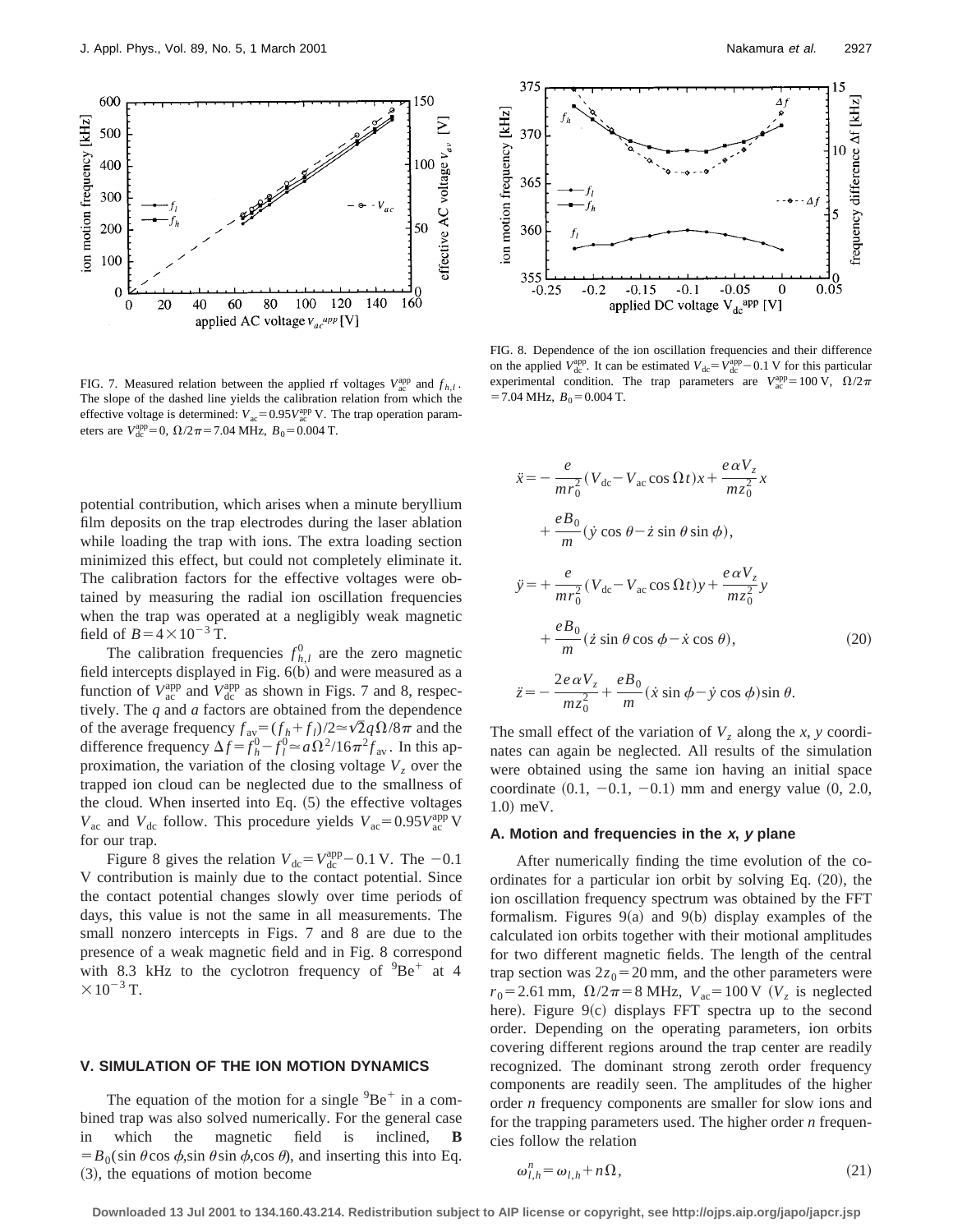FIG. 7. Measured relation between the applied rf voltages $V_{ac}^{app}$ and $f_{h,l}$. The slope of the dashed line yields the calibration relation from which the effective voltage is determined: $V_{ac} = 0.95 V_{ac}^{app}$ V. The trap operation parameters are $V_{dc}^{app} = 0$, $\Omega/2\pi = 7.04$ MHz, $B_0 = 0.004$ T.

FIG. 8. Dependence of the ion oscillation frequencies and their difference on the applied $V_{dc}^{app}$. It can be estimated $V_{dc} = V_{dc}^{app} - 0.1$ V for this particular experimental condition. The trap parameters are $V_{ac}^{app} = 100$ V, $\Omega/2\pi = 7.04$ MHz, $B_0 = 0.004$ T.

potential contribution, which arises when a minute beryllium film deposits on the trap electrodes during the laser ablation while loading the trap with ions. The extra loading section minimized this effect, but could not completely eliminate it. The calibration factors for the effective voltages were obtained by measuring the radial ion oscillation frequencies when the trap was operated at a negligibly weak magnetic field of $B = 4 \times 10^{-3}$ T.

The calibration frequencies $f_{h,l}^{0}$ are the zero magnetic field intercepts displayed in Fig. 6(b) and were measured as a function of $V_{ac}^{app}$ and $V_{dc}^{app}$ as shown in Figs. 7 and 8, respectively. The $q$ and $a$ factors are obtained from the dependence of the average frequency $f_{av} = (f_h + f_l)/2 \simeq \sqrt{2} q \Omega / 8\pi$ and the difference frequency $\Delta f = f_h^0 - f_l^0 \simeq a \Omega^2 / 16\pi^2 f_{av}$. In this approximation, the variation of the closing voltage $V_z$ over the trapped ion cloud can be neglected due to the smallness of the cloud. When inserted into Eq. (5) the effective voltages $V_{ac}$ and $V_{dc}$ follow. This procedure yields $V_{ac} = 0.95 V_{ac}^{app}$ V for our trap.

Figure 8 gives the relation $V_{dc} = V_{dc}^{app} - 0.1$ V. The $-0.1$ V contribution is mainly due to the contact potential. Since the contact potential changes slowly over time periods of days, this value is not the same in all measurements. The small nonzero intercepts in Figs. 7 and 8 are due to the presence of a weak magnetic field and in Fig. 8 correspond with 8.3 kHz to the cyclotron frequency of $^{9}Be^{+}$ at $4 \times 10^{-3}$ T.

## V. SIMULATION OF THE ION MOTION DYNAMICS

The equation of the motion for a single $^{9}Be^{+}$ in a combined trap was also solved numerically. For the general case in which the magnetic field is inclined, $\mathbf{B} = B_0(\sin\theta\cos\phi, \sin\theta\sin\phi, \cos\theta)$, and inserting this into Eq. (3), the equations of motion become

$$
\begin{aligned}
\ddot{x} &= -\frac{e}{m r_0^2}(V_{dc} - V_{ac}\cos\Omega t)x + \frac{e\alpha V_z}{m z_0^2}x \\
&\quad + \frac{eB_0}{m}(\dot{y}\cos\theta - \dot{z}\sin\theta\sin\phi), \\
\ddot{y} &= +\frac{e}{m r_0^2}(V_{dc} - V_{ac}\cos\Omega t)y + \frac{e\alpha V_z}{m z_0^2}y \\
&\quad + \frac{eB_0}{m}(\dot{z}\sin\theta\cos\phi - \dot{x}\cos\theta), \\
\ddot{z} &= -\frac{2e\alpha V_z}{m z_0^2} + \frac{eB_0}{m}(\dot{x}\sin\phi - \dot{y}\cos\phi)\sin\theta.
\end{aligned} \tag{20}
$$

The small effect of the variation of $V_z$ along the $x$, $y$ coordinates can again be neglected. All results of the simulation were obtained using the same ion having an initial space coordinate (0.1, $-0.1$, $-0.1$) mm and energy value (0, 2.0, 1.0) meV.

### A. Motion and frequencies in the *x, y* plane

After numerically finding the time evolution of the coordinates for a particular ion orbit by solving Eq. (20), the ion oscillation frequency spectrum was obtained by the FFT formalism. Figures 9(a) and 9(b) display examples of the calculated ion orbits together with their motional amplitudes for two different magnetic fields. The length of the central trap section was $2z_0 = 20$ mm, and the other parameters were $r_0 = 2.61$ mm, $\Omega/2\pi = 8$ MHz, $V_{ac} = 100$ V ($V_z$ is neglected here). Figure 9(c) displays FFT spectra up to the second order. Depending on the operating parameters, ion orbits covering different regions around the trap center are readily recognized. The dominant strong zeroth order frequency components are readily seen. The amplitudes of the higher order $n$ frequency components are smaller for slow ions and for the trapping parameters used. The higher order $n$ frequencies follow the relation

$$
\omega_{l,h}^{n} = \omega_{l,h} + n\Omega, \tag{21}
$$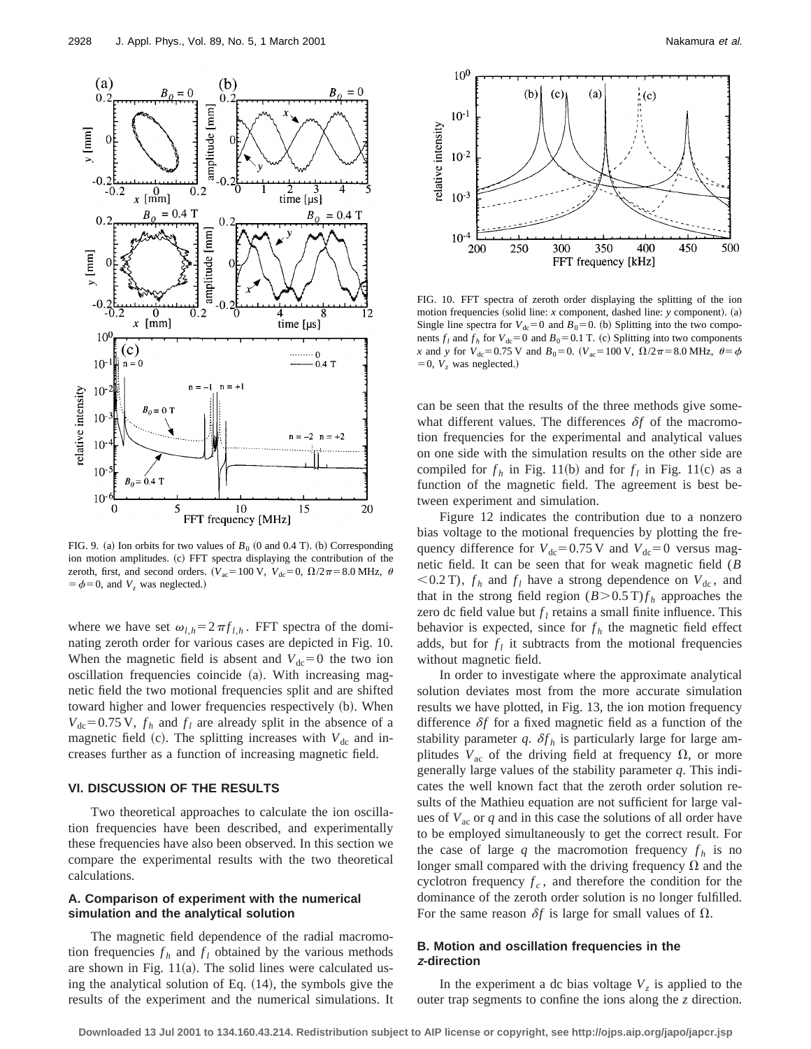FIG. 9. (a) Ion orbits for two values of $B_0$ (0 and 0.4 T). (b) Corresponding ion motion amplitudes. (c) FFT spectra displaying the contribution of the zeroth, first, and second orders. ($V_{ac}=100$ V, $V_{dc}=0$, $\Omega/2\pi=8.0$ MHz, $\theta=\phi=0$, and $V_z$ was neglected.)

where we have set $\omega_{l,h}=2\pi f_{l,h}$. FFT spectra of the dominating zeroth order for various cases are depicted in Fig. 10. When the magnetic field is absent and $V_{dc}=0$ the two ion oscillation frequencies coincide (a). With increasing magnetic field the two motional frequencies split and are shifted toward higher and lower frequencies respectively (b). When $V_{dc}=0.75$ V, $f_h$ and $f_l$ are already split in the absence of a magnetic field (c). The splitting increases with $V_{dc}$ and increases further as a function of increasing magnetic field.

## VI. DISCUSSION OF THE RESULTS

Two theoretical approaches to calculate the ion oscillation frequencies have been described, and experimentally these frequencies have also been observed. In this section we compare the experimental results with the two theoretical calculations.

### A. Comparison of experiment with the numerical simulation and the analytical solution

The magnetic field dependence of the radial macromotion frequencies $f_h$ and $f_l$ obtained by the various methods are shown in Fig. 11(a). The solid lines were calculated using the analytical solution of Eq. (14), the symbols give the results of the experiment and the numerical simulations. It can be seen that the results of the three methods give somewhat different values. The differences $\delta f$ of the macromotion frequencies for the experimental and analytical values on one side with the simulation results on the other side are compiled for $f_h$ in Fig. 11(b) and for $f_l$ in Fig. 11(c) as a function of the magnetic field. The agreement is best between experiment and simulation.

Figure 12 indicates the contribution due to a nonzero bias voltage to the motional frequencies by plotting the frequency difference for $V_{dc}=0.75$ V and $V_{dc}=0$ versus magnetic field. It can be seen that for weak magnetic field ($B<0.2$ T), $f_h$ and $f_l$ have a strong dependence on $V_{dc}$, and that in the strong field region ($B>0.5$ T) $f_h$ approaches the zero dc field value but $f_l$ retains a small finite influence. This behavior is expected, since for $f_h$ the magnetic field effect adds, but for $f_l$ it subtracts from the motional frequencies without magnetic field.

In order to investigate where the approximate analytical solution deviates most from the more accurate simulation results we have plotted, in Fig. 13, the ion motion frequency difference $\delta f$ for a fixed magnetic field as a function of the stability parameter $q$. $\delta f_h$ is particularly large for large amplitudes $V_{ac}$ of the driving field at frequency $\Omega$, or more generally large values of the stability parameter $q$. This indicates the well known fact that the zeroth order solution results of the Mathieu equation are not sufficient for large values of $V_{ac}$ or $q$ and in this case the solutions of all order have to be employed simultaneously to get the correct result. For the case of large $q$ the macromotion frequency $f_h$ is no longer small compared with the driving frequency $\Omega$ and the cyclotron frequency $f_c$, and therefore the condition for the dominance of the zeroth order solution is no longer fulfilled. For the same reason $\delta f$ is large for small values of $\Omega$.

FIG. 10. FFT spectra of zeroth order displaying the splitting of the ion motion frequencies (solid line: $x$ component, dashed line: $y$ component). (a) Single line spectra for $V_{dc}=0$ and $B_0=0$. (b) Splitting into the two components $f_l$ and $f_h$ for $V_{dc}=0$ and $B_0=0.1$ T. (c) Splitting into two components $x$ and $y$ for $V_{dc}=0.75$ V and $B_0=0$. ($V_{ac}=100$ V, $\Omega/2\pi=8.0$ MHz, $\theta=\phi=0$, $V_z$ was neglected.)

### B. Motion and oscillation frequencies in the *z*-direction

In the experiment a dc bias voltage $V_z$ is applied to the outer trap segments to confine the ions along the $z$ direction.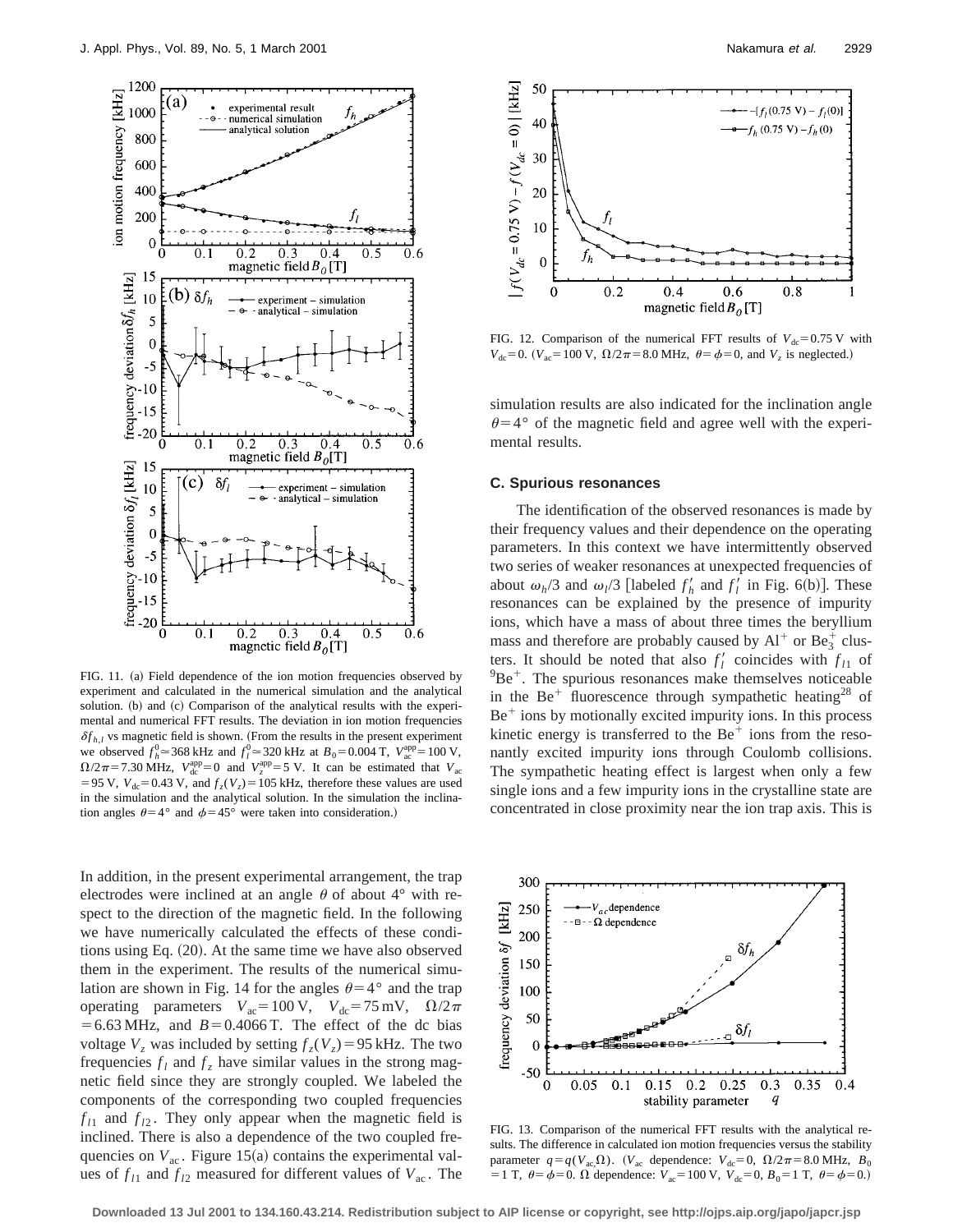FIG. 11. (a) Field dependence of the ion motion frequencies observed by experiment and calculated in the numerical simulation and the analytical solution. (b) and (c) Comparison of the analytical results with the experimental and numerical FFT results. The deviation in ion motion frequencies $\delta f_{h,l}$ vs magnetic field is shown. (From the results in the present experiment we observed $f_h^0 \simeq 368$ kHz and $f_l^0 \simeq 320$ kHz at $B_0 = 0.004$ T, $V_{ac}^{app} = 100$ V, $\Omega/2\pi = 7.30$ MHz, $V_{dc}^{app} = 0$ and $V_z^{app} = 5$ V. It can be estimated that $V_{ac} = 95$ V, $V_{dc} = 0.43$ V, and $f_z(V_z) = 105$ kHz, therefore these values are used in the simulation and the analytical solution. In the simulation the inclination angles $\theta = 4°$ and $\phi = 45°$ were taken into consideration.)

In addition, in the present experimental arrangement, the trap electrodes were inclined at an angle $\theta$ of about 4° with respect to the direction of the magnetic field. In the following we have numerically calculated the effects of these conditions using Eq. (20). At the same time we have also observed them in the experiment. The results of the numerical simulation are shown in Fig. 14 for the angles $\theta = 4°$ and the trap operating parameters $V_{ac} = 100$ V, $V_{dc} = 75$ mV, $\Omega/2\pi = 6.63$ MHz, and $B = 0.4066$ T. The effect of the dc bias voltage $V_z$ was included by setting $f_z(V_z) = 95$ kHz. The two frequencies $f_l$ and $f_z$ have similar values in the strong magnetic field since they are strongly coupled. We labeled the components of the corresponding two coupled frequencies $f_{l1}$ and $f_{l2}$. They only appear when the magnetic field is inclined. There is also a dependence of the two coupled frequencies on $V_{ac}$. Figure 15(a) contains the experimental values of $f_{l1}$ and $f_{l2}$ measured for different values of $V_{ac}$. The simulation results are also indicated for the inclination angle $\theta = 4°$ of the magnetic field and agree well with the experimental results.

FIG. 12. Comparison of the numerical FFT results of $V_{dc} = 0.75$ V with $V_{dc} = 0$. ($V_{ac} = 100$ V, $\Omega/2\pi = 8.0$ MHz, $\theta = \phi = 0$, and $V_z$ is neglected.)

### C. Spurious resonances

The identification of the observed resonances is made by their frequency values and their dependence on the operating parameters. In this context we have intermittently observed two series of weaker resonances at unexpected frequencies of about $\omega_h/3$ and $\omega_l/3$ [labeled $f_h'$ and $f_l'$ in Fig. 6(b)]. These resonances can be explained by the presence of impurity ions, which have a mass of about three times the beryllium mass and therefore are probably caused by $Al^+$ or $Be_3^+$ clusters. It should be noted that also $f_l'$ coincides with $f_{l1}$ of $^9Be^+$. The spurious resonances make themselves noticeable in the $Be^+$ fluorescence through sympathetic heating[28] of $Be^+$ ions by motionally excited impurity ions. In this process kinetic energy is transferred to the $Be^+$ ions from the resonantly excited impurity ions through Coulomb collisions. The sympathetic heating effect is largest when only a few single ions and a few impurity ions in the crystalline state are concentrated in close proximity near the ion trap axis. This is

FIG. 13. Comparison of the numerical FFT results with the analytical results. The difference in calculated ion motion frequencies versus the stability parameter $q = q(V_{ac}, \Omega)$. ($V_{ac}$ dependence: $V_{dc} = 0$, $\Omega/2\pi = 8.0$ MHz, $B_0 = 1$ T, $\theta = \phi = 0$. $\Omega$ dependence: $V_{ac} = 100$ V, $V_{dc} = 0$, $B_0 = 1$ T, $\theta = \phi = 0$.)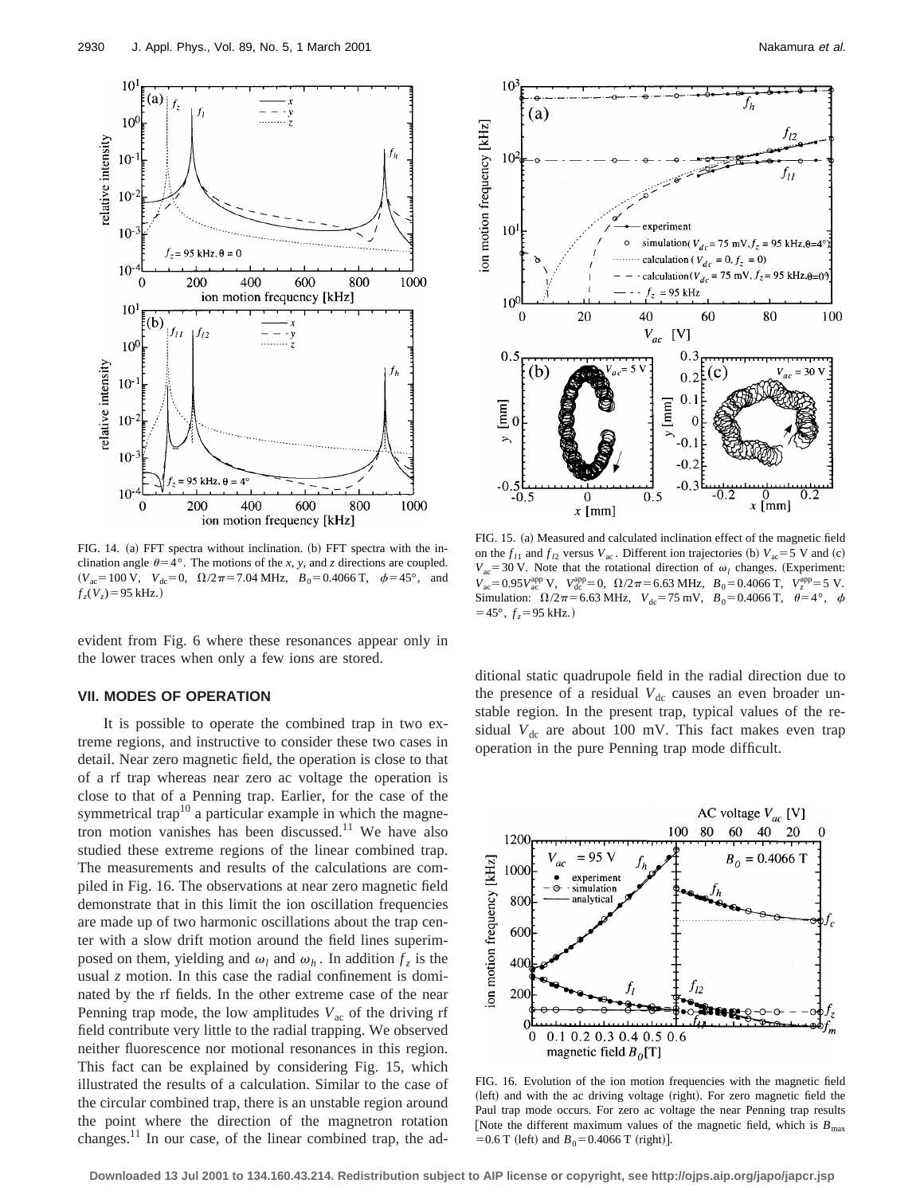FIG. 14. (a) FFT spectra without inclination. (b) FFT spectra with the inclination angle $\theta = 4°$. The motions of the $x$, $y$, and $z$ directions are coupled. ($V_{ac} = 100$ V, $V_{dc} = 0$, $\Omega/2\pi = 7.04$ MHz, $B_0 = 0.4066$ T, $\phi = 45°$, and $f_z(V_z) = 95$ kHz.)

evident from Fig. 6 where these resonances appear only in the lower traces when only a few ions are stored.

## VII. MODES OF OPERATION

It is possible to operate the combined trap in two extreme regions, and instructive to consider these two cases in detail. Near zero magnetic field, the operation is close to that of a rf trap whereas near zero ac voltage the operation is close to that of a Penning trap. Earlier, for the case of the symmetrical trap[10] a particular example in which the magnetron motion vanishes has been discussed.[11] We have also studied these extreme regions of the linear combined trap. The measurements and results of the calculations are compiled in Fig. 16. The observations at near zero magnetic field demonstrate that in this limit the ion oscillation frequencies are made up of two harmonic oscillations about the trap center with a slow drift motion around the field lines superimposed on them, yielding and $\omega_l$ and $\omega_h$. In addition $f_z$ is the usual $z$ motion. In this case the radial confinement is dominated by the rf fields. In the other extreme case of the near Penning trap mode, the low amplitudes $V_{ac}$ of the driving rf field contribute very little to the radial trapping. We observed neither fluorescence nor motional resonances in this region. This fact can be explained by considering Fig. 15, which illustrated the results of a calculation. Similar to the case of the circular combined trap, there is an unstable region around the point where the direction of the magnetron rotation changes.[11] In our case, of the linear combined trap, the additional static quadrupole field in the radial direction due to the presence of a residual $V_{dc}$ causes an even broader unstable region. In the present trap, typical values of the residual $V_{dc}$ are about 100 mV. This fact makes even trap operation in the pure Penning trap mode difficult.

FIG. 15. (a) Measured and calculated inclination effect of the magnetic field on the $f_{l1}$ and $f_{l2}$ versus $V_{ac}$. Different ion trajectories (b) $V_{ac} = 5$ V and (c) $V_{ac} = 30$ V. Note that the rotational direction of $\omega_l$ changes. (Experiment: $V_{ac} = 0.95V_{ac}^{app}$ V, $V_{dc}^{app} = 0$, $\Omega/2\pi = 6.63$ MHz, $B_0 = 0.4066$ T, $V_z^{app} = 5$ V. Simulation: $\Omega/2\pi = 6.63$ MHz, $V_{dc} = 75$ mV, $B_0 = 0.4066$ T, $\theta = 4°$, $\phi = 45°$, $f_z = 95$ kHz.)

FIG. 16. Evolution of the ion motion frequencies with the magnetic field (left) and with the ac driving voltage (right). For zero magnetic field the Paul trap mode occurs. For zero ac voltage the near Penning trap results [Note the different maximum values of the magnetic field, which is $B_{max} = 0.6$ T (left) and $B_0 = 0.4066$ T (right)].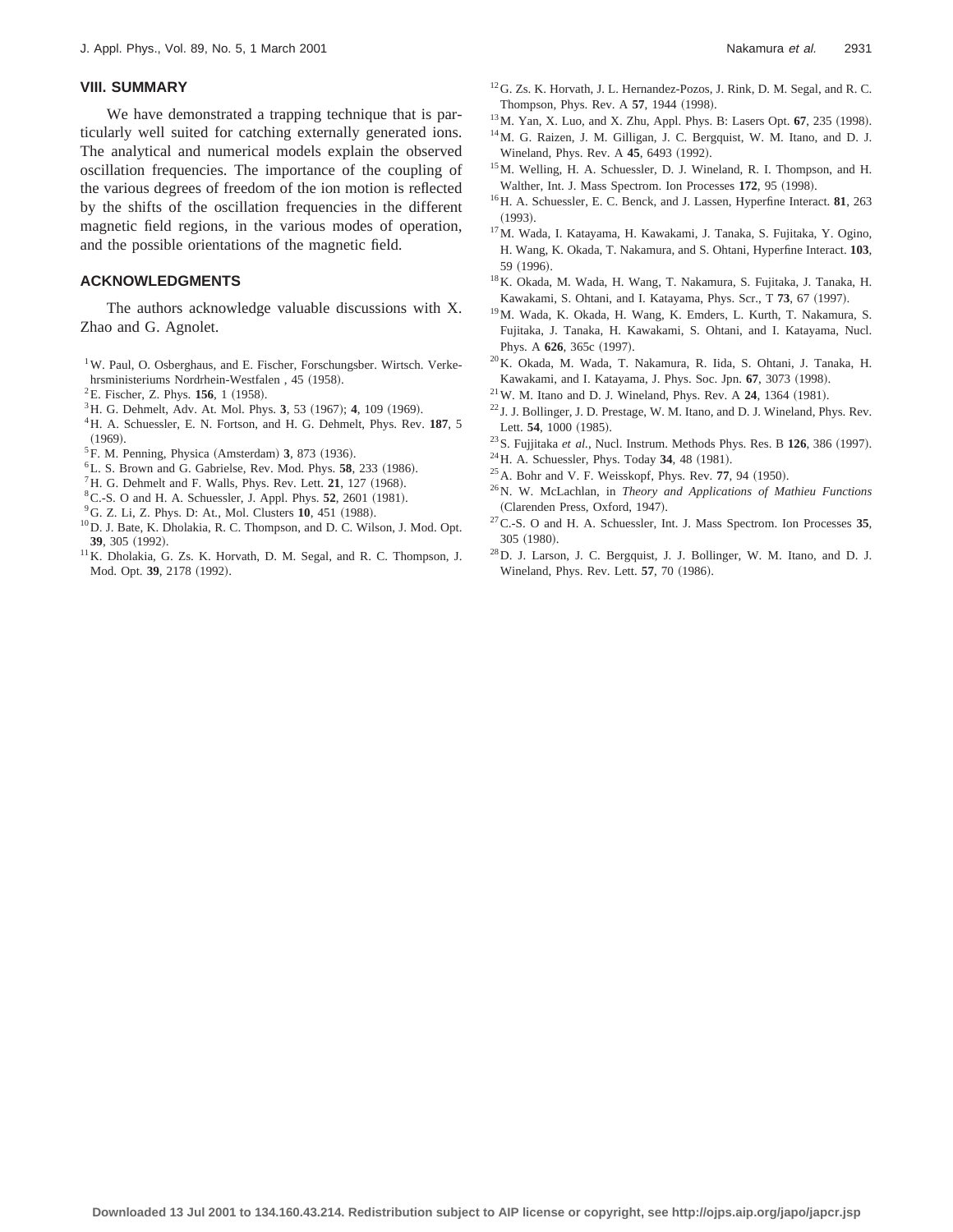## VIII. SUMMARY

We have demonstrated a trapping technique that is particularly well suited for catching externally generated ions. The analytical and numerical models explain the observed oscillation frequencies. The importance of the coupling of the various degrees of freedom of the ion motion is reflected by the shifts of the oscillation frequencies in the different magnetic field regions, in the various modes of operation, and the possible orientations of the magnetic field.

## ACKNOWLEDGMENTS

The authors acknowledge valuable discussions with X. Zhao and G. Agnolet.

[1] W. Paul, O. Osberghaus, and E. Fischer, Forschungsber. Wirtsch. Verkehrsministeriums Nordrhein-Westfalen , 45 (1958).

[2] E. Fischer, Z. Phys. **156**, 1 (1958).

[3] H. G. Dehmelt, Adv. At. Mol. Phys. **3**, 53 (1967); **4**, 109 (1969).

[4] H. A. Schuessler, E. N. Fortson, and H. G. Dehmelt, Phys. Rev. **187**, 5 (1969).

[5] F. M. Penning, Physica (Amsterdam) **3**, 873 (1936).

[6] L. S. Brown and G. Gabrielse, Rev. Mod. Phys. **58**, 233 (1986).

[7] H. G. Dehmelt and F. Walls, Phys. Rev. Lett. **21**, 127 (1968).

[8] C.-S. O and H. A. Schuessler, J. Appl. Phys. **52**, 2601 (1981).

[9] G. Z. Li, Z. Phys. D: At., Mol. Clusters **10**, 451 (1988).

[10] D. J. Bate, K. Dholakia, R. C. Thompson, and D. C. Wilson, J. Mod. Opt. **39**, 305 (1992).

[11] K. Dholakia, G. Zs. K. Horvath, D. M. Segal, and R. C. Thompson, J. Mod. Opt. **39**, 2178 (1992).

[12] G. Zs. K. Horvath, J. L. Hernandez-Pozos, J. Rink, D. M. Segal, and R. C. Thompson, Phys. Rev. A **57**, 1944 (1998).

[13] M. Yan, X. Luo, and X. Zhu, Appl. Phys. B: Lasers Opt. **67**, 235 (1998).

[14] M. G. Raizen, J. M. Gilligan, J. C. Bergquist, W. M. Itano, and D. J. Wineland, Phys. Rev. A **45**, 6493 (1992).

[15] M. Welling, H. A. Schuessler, D. J. Wineland, R. I. Thompson, and H. Walther, Int. J. Mass Spectrom. Ion Processes **172**, 95 (1998).

[16] H. A. Schuessler, E. C. Benck, and J. Lassen, Hyperfine Interact. **81**, 263 (1993).

[17] M. Wada, I. Katayama, H. Kawakami, J. Tanaka, S. Fujitaka, Y. Ogino, H. Wang, K. Okada, T. Nakamura, and S. Ohtani, Hyperfine Interact. **103**, 59 (1996).

[18] K. Okada, M. Wada, H. Wang, T. Nakamura, S. Fujitaka, J. Tanaka, H. Kawakami, S. Ohtani, and I. Katayama, Phys. Scr., T **73**, 67 (1997).

[19] M. Wada, K. Okada, H. Wang, K. Emders, L. Kurth, T. Nakamura, S. Fujitaka, J. Tanaka, H. Kawakami, S. Ohtani, and I. Katayama, Nucl. Phys. A **626**, 365c (1997).

[20] K. Okada, M. Wada, T. Nakamura, R. Iida, S. Ohtani, J. Tanaka, H. Kawakami, and I. Katayama, J. Phys. Soc. Jpn. **67**, 3073 (1998).

[21] W. M. Itano and D. J. Wineland, Phys. Rev. A **24**, 1364 (1981).

[22] J. J. Bollinger, J. D. Prestage, W. M. Itano, and D. J. Wineland, Phys. Rev. Lett. **54**, 1000 (1985).

[23] S. Fujjitaka *et al.*, Nucl. Instrum. Methods Phys. Res. B **126**, 386 (1997).

[24] H. A. Schuessler, Phys. Today **34**, 48 (1981).

[25] A. Bohr and V. F. Weisskopf, Phys. Rev. **77**, 94 (1950).

[26] N. W. McLachlan, in *Theory and Applications of Mathieu Functions* (Clarenden Press, Oxford, 1947).

[27] C.-S. O and H. A. Schuessler, Int. J. Mass Spectrom. Ion Processes **35**, 305 (1980).

[28] D. J. Larson, J. C. Bergquist, J. J. Bollinger, W. M. Itano, and D. J. Wineland, Phys. Rev. Lett. **57**, 70 (1986).